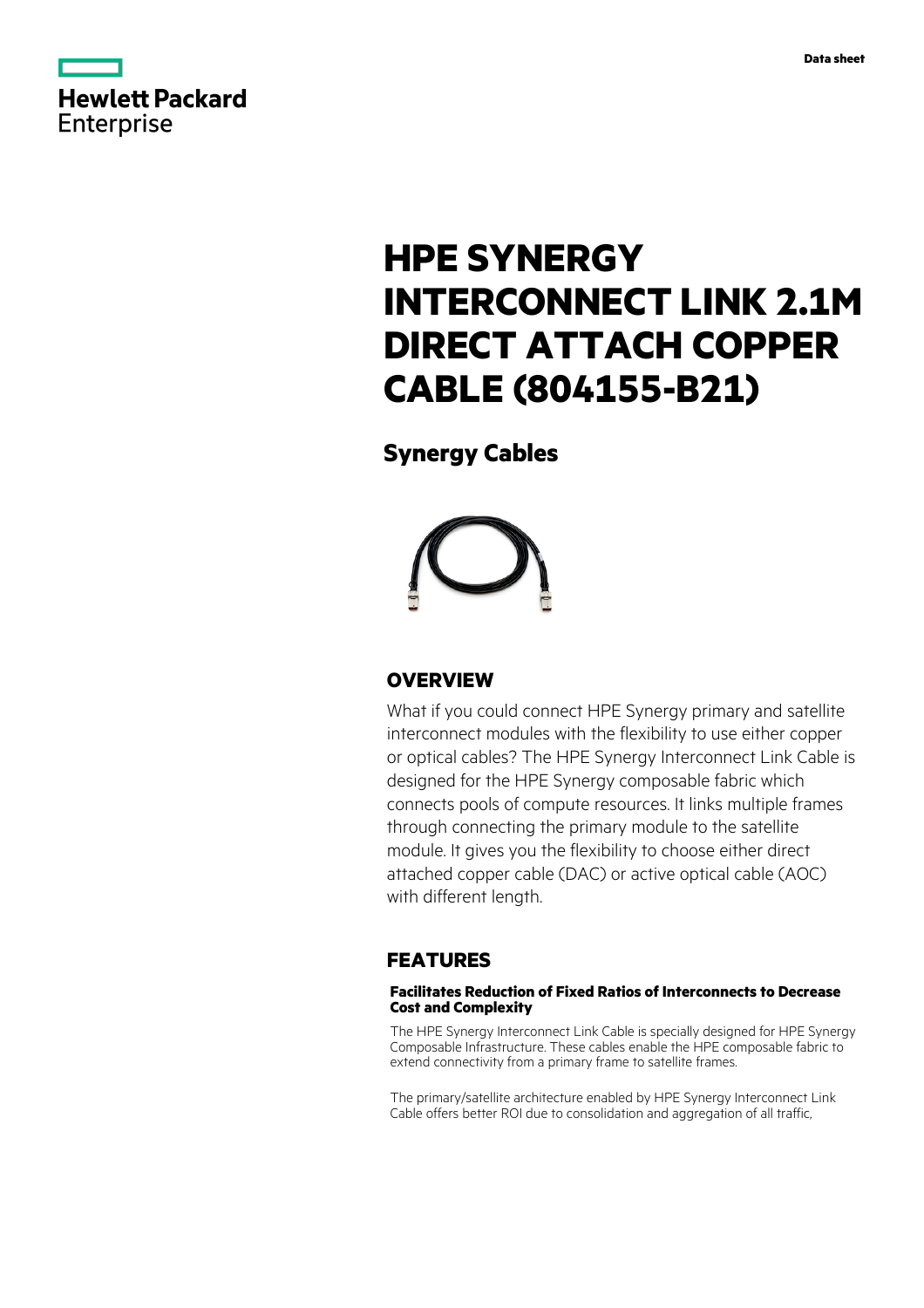Data sheet

# HPE SYNERGY INTERCONNECT LINK 2.1M DIRECT ATTACH COPPER CABLE (804155-B21)

## Synergy Cables

## OVERVIEW

What if you could connect HPE Synergy primary and satellite interconnect modules with the flexibility to use either copper or optical cables? The HPE Synergy Interconnect Link Cable is designed for the HPE Synergy composable fabric which connects pools of compute resources. It links multiple frames through connecting the primary module to the satellite module. It gives you the flexibility to choose either direct attached copper cable (DAC) or active optical cable (AOC) with different length.

## FEATURES

#### Facilitates Reduction of Fixed Ratios of Interconnects to Decrease Cost and Complexity

The HPE Synergy Interconnect Link Cable is specially designed for HPE Synergy Composable Infrastructure. These cables enable the HPE composable fabric to extend connectivity from a primary frame to satellite frames.

The primary/satellite architecture enabled by HPE Synergy Interconnect Link Cable offers better ROI due to consolidation and aggregation of all traffic,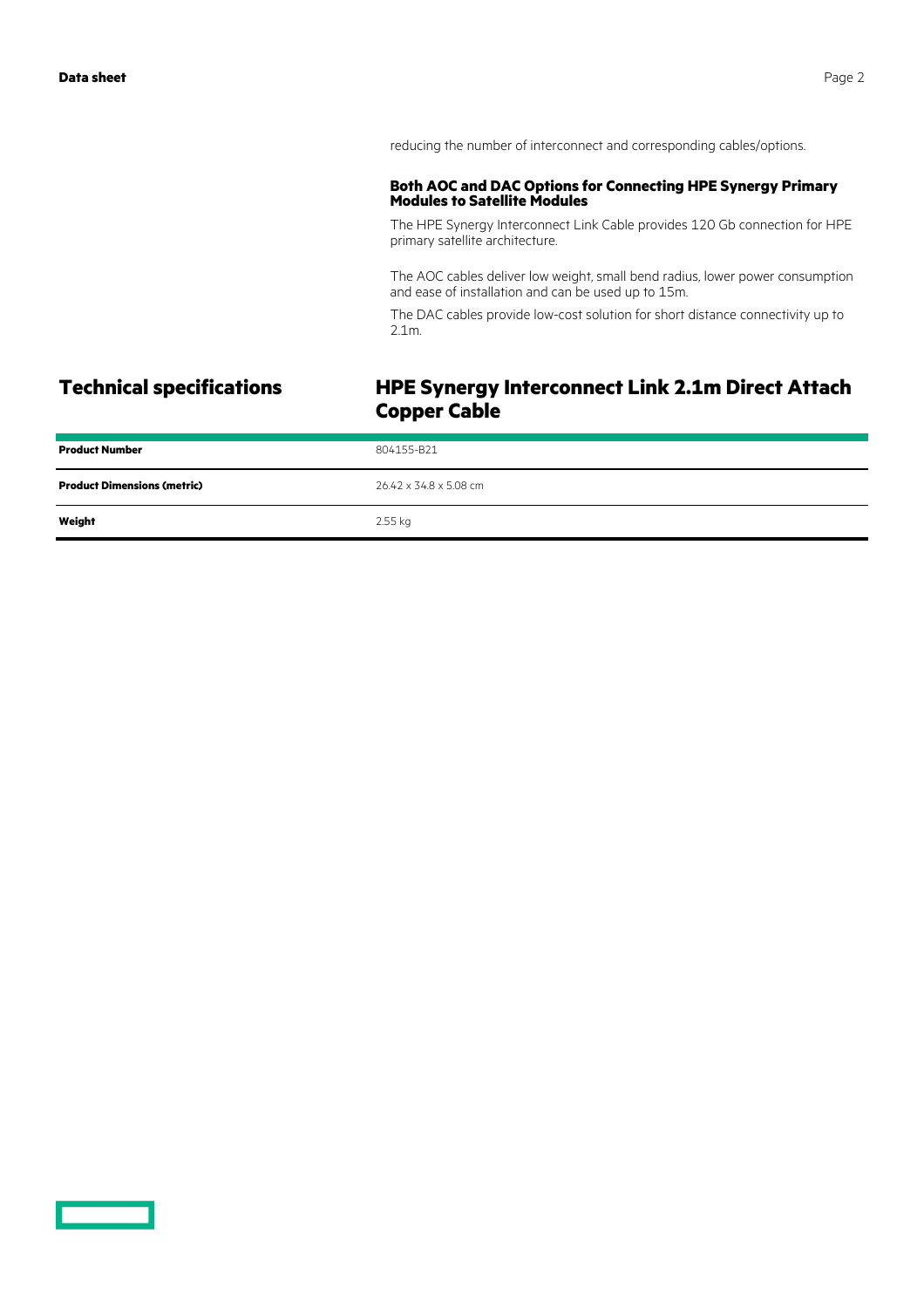reducing the number of interconnect and corresponding cables/options.

### Both AOC and DAC Options for Connecting HPE Synergy Primary Modules to Satellite Modules

The HPE Synergy Interconnect Link Cable provides 120 Gb connection for HPE primary satellite architecture.

The AOC cables deliver low weight, small bend radius, lower power consumption and ease of installation and can be used up to 15m.

The DAC cables provide low-cost solution for short distance connectivity up to 2.1m.

## Technical specifications

## HPE Synergy Interconnect Link 2.1m Direct Attach Copper Cable

| | |
|---|---|
| **Product Number** | 804155-B21 |
| **Product Dimensions (metric)** | 26.42 x 34.8 x 5.08 cm |
| **Weight** | 2.55 kg |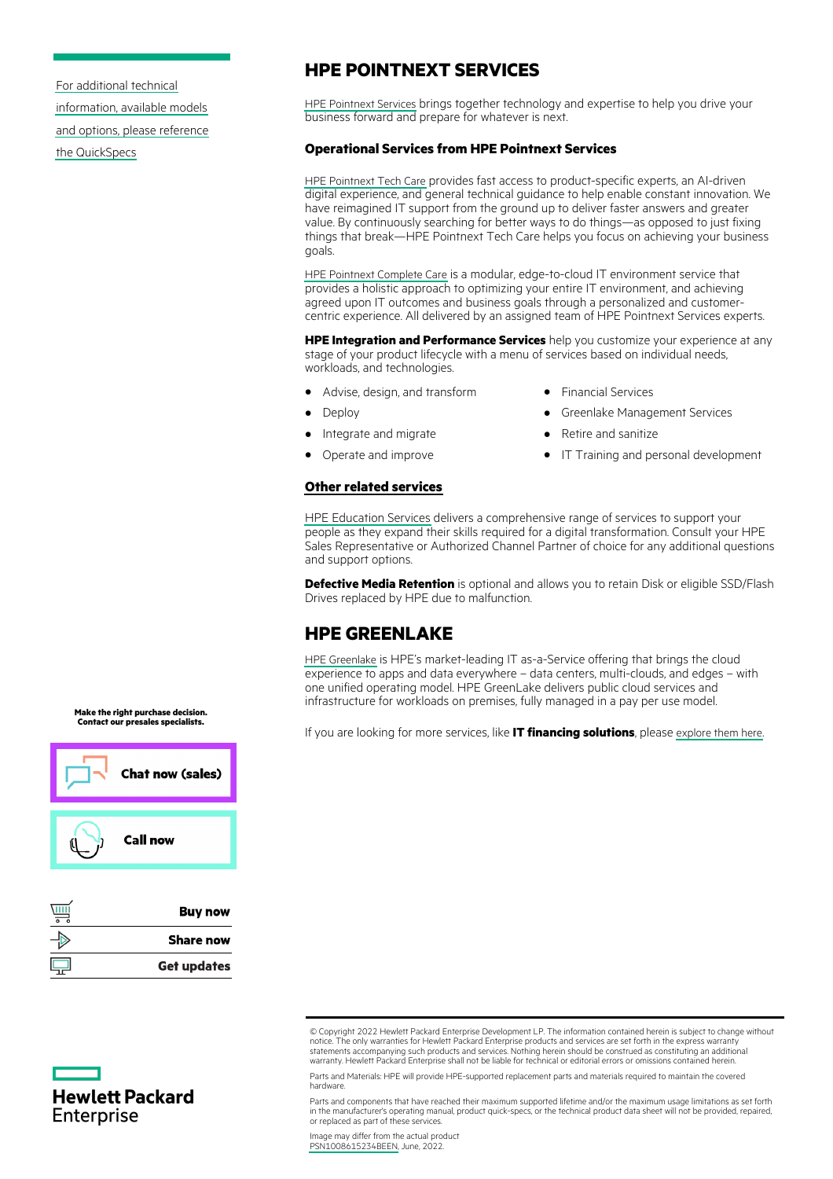For additional technical information, available models and options, please reference the QuickSpecs

# HPE POINTNEXT SERVICES

HPE Pointnext Services brings together technology and expertise to help you drive your business forward and prepare for whatever is next.

### Operational Services from HPE Pointnext Services

HPE Pointnext Tech Care provides fast access to product-specific experts, an AI-driven digital experience, and general technical guidance to help enable constant innovation. We have reimagined IT support from the ground up to deliver faster answers and greater value. By continuously searching for better ways to do things—as opposed to just fixing things that break—HPE Pointnext Tech Care helps you focus on achieving your business goals.

HPE Pointnext Complete Care is a modular, edge-to-cloud IT environment service that provides a holistic approach to optimizing your entire IT environment, and achieving agreed upon IT outcomes and business goals through a personalized and customer-centric experience. All delivered by an assigned team of HPE Pointnext Services experts.

**HPE Integration and Performance Services** help you customize your experience at any stage of your product lifecycle with a menu of services based on individual needs, workloads, and technologies.

- Advise, design, and transform
- Deploy
- Integrate and migrate
- Operate and improve
- Financial Services
- Greenlake Management Services
- Retire and sanitize
- IT Training and personal development

### Other related services

HPE Education Services delivers a comprehensive range of services to support your people as they expand their skills required for a digital transformation. Consult your HPE Sales Representative or Authorized Channel Partner of choice for any additional questions and support options.

**Defective Media Retention** is optional and allows you to retain Disk or eligible SSD/Flash Drives replaced by HPE due to malfunction.

# HPE GREENLAKE

HPE Greenlake is HPE's market-leading IT as-a-Service offering that brings the cloud experience to apps and data everywhere – data centers, multi-clouds, and edges – with one unified operating model. HPE GreenLake delivers public cloud services and infrastructure for workloads on premises, fully managed in a pay per use model.

If you are looking for more services, like **IT financing solutions**, please explore them here.

**Make the right purchase decision. Contact our presales specialists.**

Chat now (sales)

Call now

Buy now

Share now

Get updates

Hewlett Packard Enterprise

© Copyright 2022 Hewlett Packard Enterprise Development LP. The information contained herein is subject to change without notice. The only warranties for Hewlett Packard Enterprise products and services are set forth in the express warranty statements accompanying such products and services. Nothing herein should be construed as constituting an additional warranty. Hewlett Packard Enterprise shall not be liable for technical or editorial errors or omissions contained herein.

Parts and Materials: HPE will provide HPE-supported replacement parts and materials required to maintain the covered hardware.

Parts and components that have reached their maximum supported lifetime and/or the maximum usage limitations as set forth in the manufacturer's operating manual, product quick-specs, or the technical product data sheet will not be provided, repaired, or replaced as part of these services.

Image may differ from the actual product

PSN1008615234BEEN, June, 2022.